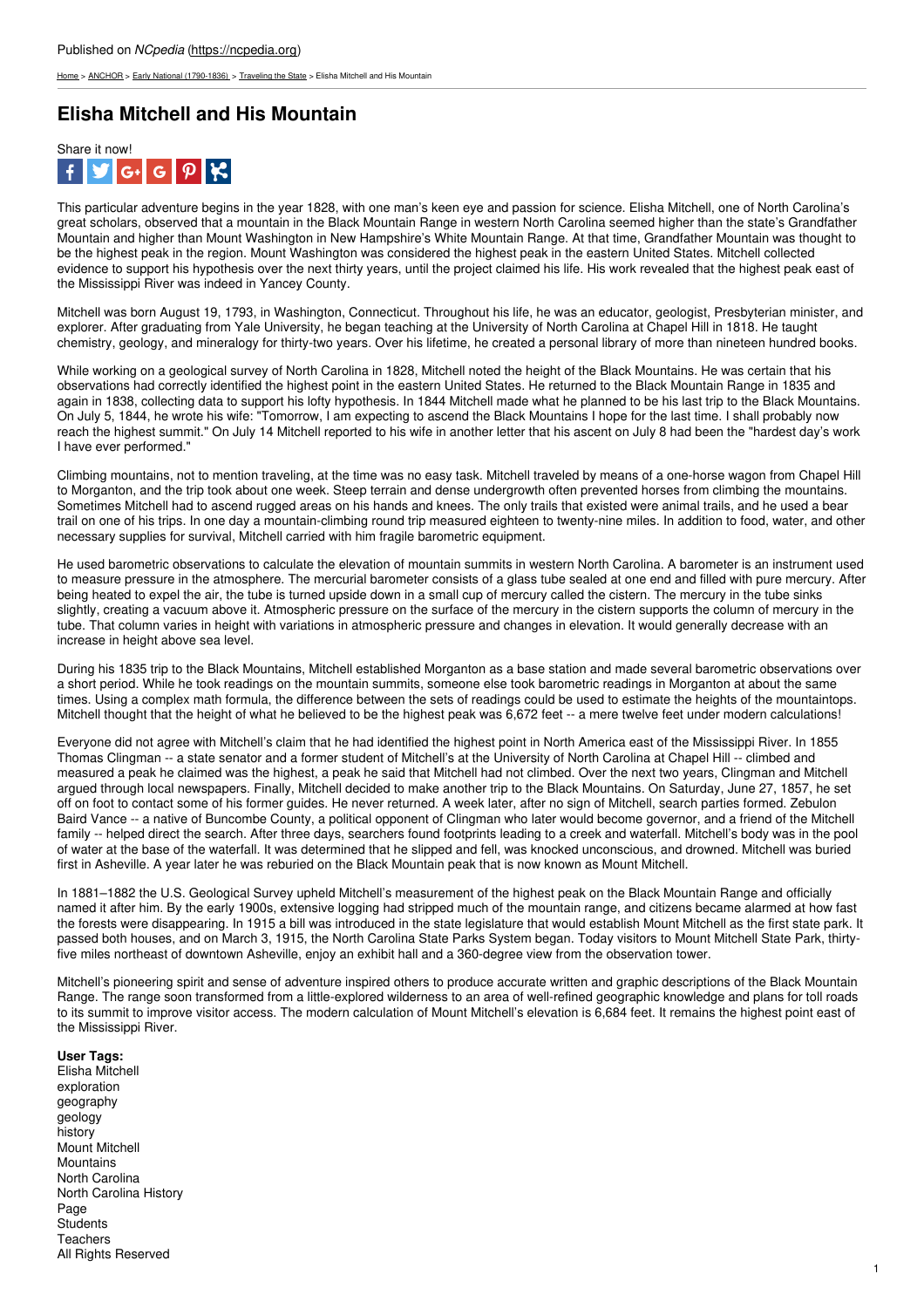Published on *NCpedia* (https://ncpedia.org)

Home > ANCHOR > Early National (1790-1836) > Traveling the State > Elisha Mitchell and His Mountain

# Elisha Mitchell and His Mountain

Share it now!

This particular adventure begins in the year 1828, with one man's keen eye and passion for science. Elisha Mitchell, one of North Carolina's great scholars, observed that a mountain in the Black Mountain Range in western North Carolina seemed higher than the state's Grandfather Mountain and higher than Mount Washington in New Hampshire's White Mountain Range. At that time, Grandfather Mountain was thought to be the highest peak in the region. Mount Washington was considered the highest peak in the eastern United States. Mitchell collected evidence to support his hypothesis over the next thirty years, until the project claimed his life. His work revealed that the highest peak east of the Mississippi River was indeed in Yancey County.

Mitchell was born August 19, 1793, in Washington, Connecticut. Throughout his life, he was an educator, geologist, Presbyterian minister, and explorer. After graduating from Yale University, he began teaching at the University of North Carolina at Chapel Hill in 1818. He taught chemistry, geology, and mineralogy for thirty-two years. Over his lifetime, he created a personal library of more than nineteen hundred books.

While working on a geological survey of North Carolina in 1828, Mitchell noted the height of the Black Mountains. He was certain that his observations had correctly identified the highest point in the eastern United States. He returned to the Black Mountain Range in 1835 and again in 1838, collecting data to support his lofty hypothesis. In 1844 Mitchell made what he planned to be his last trip to the Black Mountains. On July 5, 1844, he wrote his wife: "Tomorrow, I am expecting to ascend the Black Mountains I hope for the last time. I shall probably now reach the highest summit." On July 14 Mitchell reported to his wife in another letter that his ascent on July 8 had been the "hardest day's work I have ever performed."

Climbing mountains, not to mention traveling, at the time was no easy task. Mitchell traveled by means of a one-horse wagon from Chapel Hill to Morganton, and the trip took about one week. Steep terrain and dense undergrowth often prevented horses from climbing the mountains. Sometimes Mitchell had to ascend rugged areas on his hands and knees. The only trails that existed were animal trails, and he used a bear trail on one of his trips. In one day a mountain-climbing round trip measured eighteen to twenty-nine miles. In addition to food, water, and other necessary supplies for survival, Mitchell carried with him fragile barometric equipment.

He used barometric observations to calculate the elevation of mountain summits in western North Carolina. A barometer is an instrument used to measure pressure in the atmosphere. The mercurial barometer consists of a glass tube sealed at one end and filled with pure mercury. After being heated to expel the air, the tube is turned upside down in a small cup of mercury called the cistern. The mercury in the tube sinks slightly, creating a vacuum above it. Atmospheric pressure on the surface of the mercury in the cistern supports the column of mercury in the tube. That column varies in height with variations in atmospheric pressure and changes in elevation. It would generally decrease with an increase in height above sea level.

During his 1835 trip to the Black Mountains, Mitchell established Morganton as a base station and made several barometric observations over a short period. While he took readings on the mountain summits, someone else took barometric readings in Morganton at about the same times. Using a complex math formula, the difference between the sets of readings could be used to estimate the heights of the mountaintops. Mitchell thought that the height of what he believed to be the highest peak was 6,672 feet -- a mere twelve feet under modern calculations!

Everyone did not agree with Mitchell's claim that he had identified the highest point in North America east of the Mississippi River. In 1855 Thomas Clingman -- a state senator and a former student of Mitchell's at the University of North Carolina at Chapel Hill -- climbed and measured a peak he claimed was the highest, a peak he said that Mitchell had not climbed. Over the next two years, Clingman and Mitchell argued through local newspapers. Finally, Mitchell decided to make another trip to the Black Mountains. On Saturday, June 27, 1857, he set off on foot to contact some of his former guides. He never returned. A week later, after no sign of Mitchell, search parties formed. Zebulon Baird Vance -- a native of Buncombe County, a political opponent of Clingman who later would become governor, and a friend of the Mitchell family -- helped direct the search. After three days, searchers found footprints leading to a creek and waterfall. Mitchell's body was in the pool of water at the base of the waterfall. It was determined that he slipped and fell, was knocked unconscious, and drowned. Mitchell was buried first in Asheville. A year later he was reburied on the Black Mountain peak that is now known as Mount Mitchell.

In 1881–1882 the U.S. Geological Survey upheld Mitchell's measurement of the highest peak on the Black Mountain Range and officially named it after him. By the early 1900s, extensive logging had stripped much of the mountain range, and citizens became alarmed at how fast the forests were disappearing. In 1915 a bill was introduced in the state legislature that would establish Mount Mitchell as the first state park. It passed both houses, and on March 3, 1915, the North Carolina State Parks System began. Today visitors to Mount Mitchell State Park, thirty-five miles northeast of downtown Asheville, enjoy an exhibit hall and a 360-degree view from the observation tower.

Mitchell's pioneering spirit and sense of adventure inspired others to produce accurate written and graphic descriptions of the Black Mountain Range. The range soon transformed from a little-explored wilderness to an area of well-refined geographic knowledge and plans for toll roads to its summit to improve visitor access. The modern calculation of Mount Mitchell's elevation is 6,684 feet. It remains the highest point east of the Mississippi River.

**User Tags:**
Elisha Mitchell
exploration
geography
geology
history
Mount Mitchell
Mountains
North Carolina
North Carolina History
Page
Students
Teachers
All Rights Reserved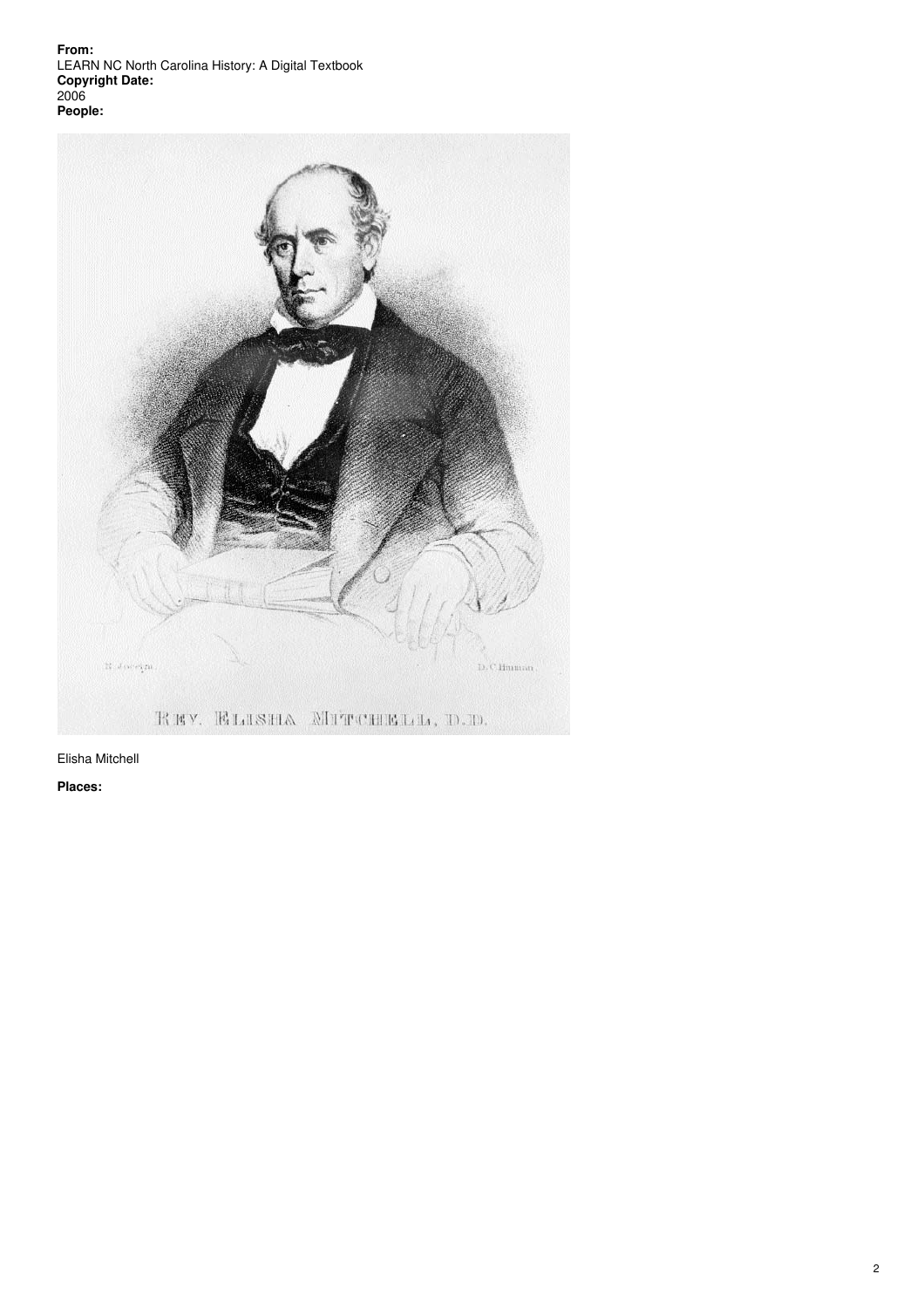**From:**
LEARN NC North Carolina History: A Digital Textbook
**Copyright Date:**
2006
**People:**

Elisha Mitchell

**Places:**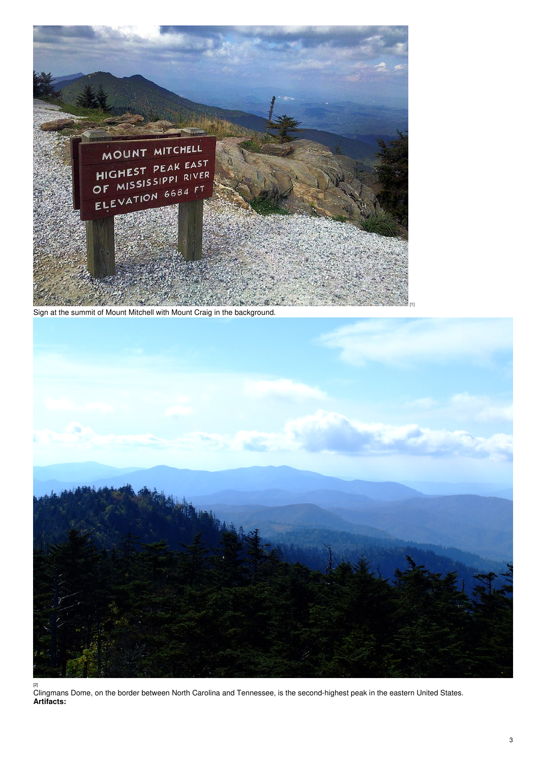[1]

Sign at the summit of Mount Mitchell with Mount Craig in the background.

[2]

Clingmans Dome, on the border between North Carolina and Tennessee, is the second-highest peak in the eastern United States.

**Artifacts:**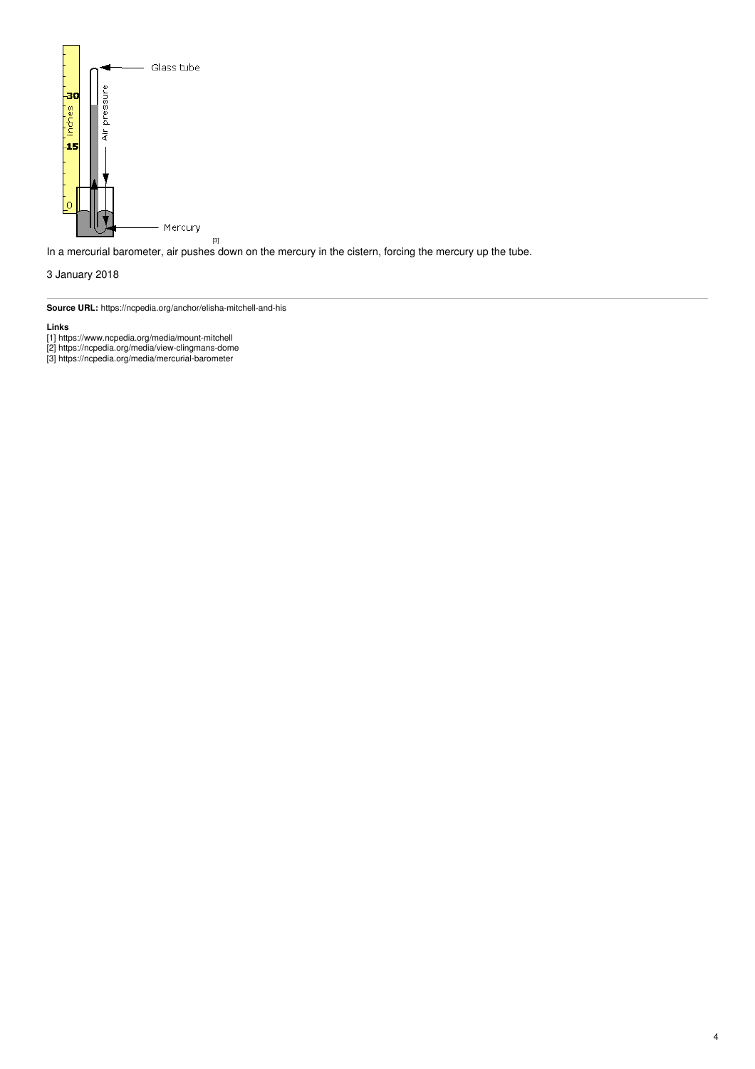Glass tube

30

inches

15

0

Air pressure

Mercury

[3]

In a mercurial barometer, air pushes down on the mercury in the cistern, forcing the mercury up the tube.

3 January 2018

---

**Source URL:** https://ncpedia.org/anchor/elisha-mitchell-and-his

**Links**

[1] https://www.ncpedia.org/media/mount-mitchell
[2] https://ncpedia.org/media/view-clingmans-dome
[3] https://ncpedia.org/media/mercurial-barometer